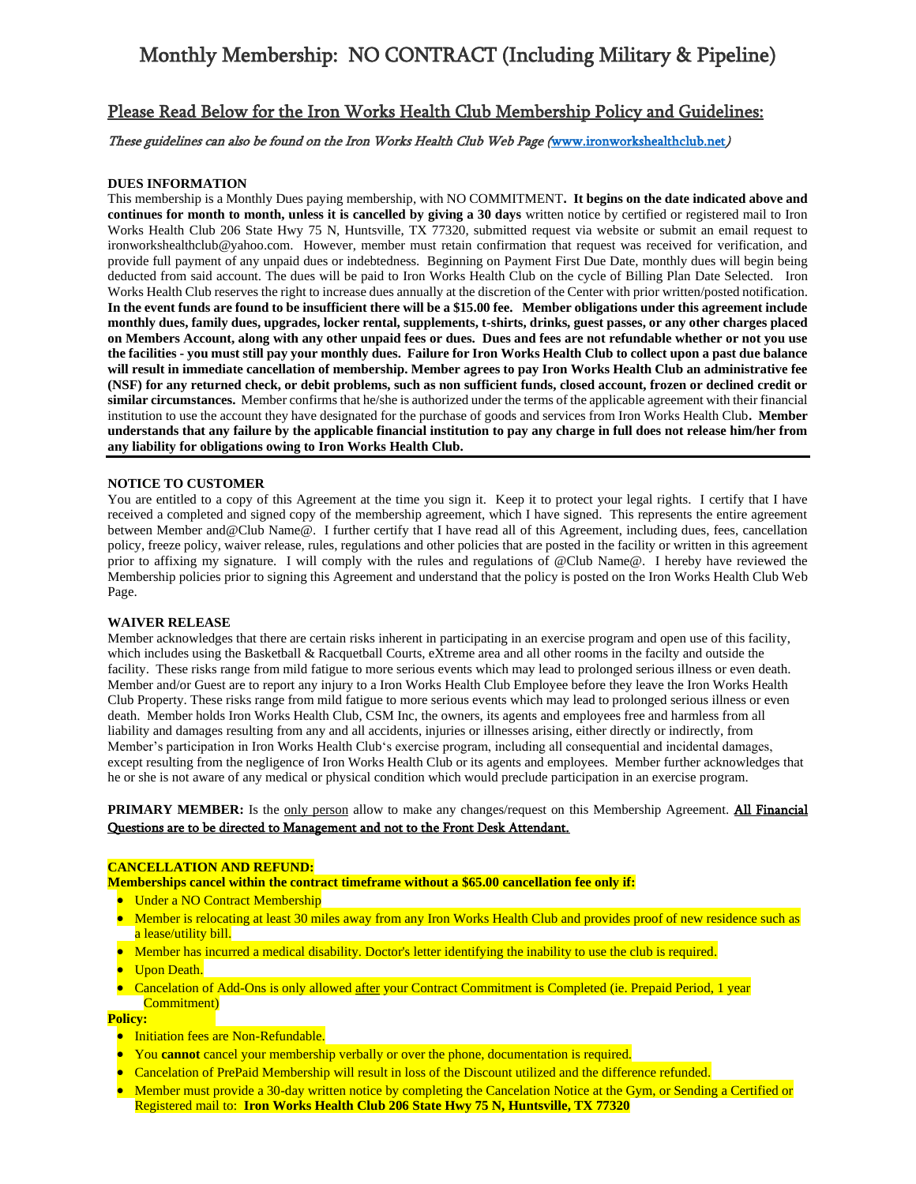# Monthly Membership: NO CONTRACT (Including Military & Pipeline)

## Please Read Below for the Iron Works Health Club Membership Policy and Guidelines:

*These guidelines can also be found on the Iron Works Health Club Web Page (www.ironworkshealthclub.net)*

**DUES INFORMATION**

This membership is a Monthly Dues paying membership, with NO COMMITMENT**. It begins on the date indicated above and continues for month to month, unless it is cancelled by giving a 30 days** written notice by certified or registered mail to Iron Works Health Club 206 State Hwy 75 N, Huntsville, TX 77320, submitted request via website or submit an email request to ironworkshealthclub@yahoo.com. However, member must retain confirmation that request was received for verification, and provide full payment of any unpaid dues or indebtedness. Beginning on Payment First Due Date, monthly dues will begin being deducted from said account. The dues will be paid to Iron Works Health Club on the cycle of Billing Plan Date Selected. Iron Works Health Club reserves the right to increase dues annually at the discretion of the Center with prior written/posted notification. **In the event funds are found to be insufficient there will be a $15.00 fee. Member obligations under this agreement include monthly dues, family dues, upgrades, locker rental, supplements, t-shirts, drinks, guest passes, or any other charges placed on Members Account, along with any other unpaid fees or dues. Dues and fees are not refundable whether or not you use the facilities - you must still pay your monthly dues. Failure for Iron Works Health Club to collect upon a past due balance will result in immediate cancellation of membership. Member agrees to pay Iron Works Health Club an administrative fee (NSF) for any returned check, or debit problems, such as non sufficient funds, closed account, frozen or declined credit or similar circumstances.** Member confirms that he/she is authorized under the terms of the applicable agreement with their financial institution to use the account they have designated for the purchase of goods and services from Iron Works Health Club**. Member understands that any failure by the applicable financial institution to pay any charge in full does not release him/her from any liability for obligations owing to Iron Works Health Club.**

**NOTICE TO CUSTOMER**

You are entitled to a copy of this Agreement at the time you sign it. Keep it to protect your legal rights. I certify that I have received a completed and signed copy of the membership agreement, which I have signed. This represents the entire agreement between Member and@Club Name@. I further certify that I have read all of this Agreement, including dues, fees, cancellation policy, freeze policy, waiver release, rules, regulations and other policies that are posted in the facility or written in this agreement prior to affixing my signature. I will comply with the rules and regulations of @Club Name@. I hereby have reviewed the Membership policies prior to signing this Agreement and understand that the policy is posted on the Iron Works Health Club Web Page.

**WAIVER RELEASE**

Member acknowledges that there are certain risks inherent in participating in an exercise program and open use of this facility, which includes using the Basketball & Racquetball Courts, eXtreme area and all other rooms in the facilty and outside the facility. These risks range from mild fatigue to more serious events which may lead to prolonged serious illness or even death. Member and/or Guest are to report any injury to a Iron Works Health Club Employee before they leave the Iron Works Health Club Property. These risks range from mild fatigue to more serious events which may lead to prolonged serious illness or even death. Member holds Iron Works Health Club, CSM Inc, the owners, its agents and employees free and harmless from all liability and damages resulting from any and all accidents, injuries or illnesses arising, either directly or indirectly, from Member's participation in Iron Works Health Club's exercise program, including all consequential and incidental damages, except resulting from the negligence of Iron Works Health Club or its agents and employees. Member further acknowledges that he or she is not aware of any medical or physical condition which would preclude participation in an exercise program.

**PRIMARY MEMBER:** Is the only person allow to make any changes/request on this Membership Agreement. All Financial Questions are to be directed to Management and not to the Front Desk Attendant.

**CANCELLATION AND REFUND:**

**Memberships cancel within the contract timeframe without a $65.00 cancellation fee only if:**

- Under a NO Contract Membership
- Member is relocating at least 30 miles away from any Iron Works Health Club and provides proof of new residence such as a lease/utility bill.
- Member has incurred a medical disability. Doctor's letter identifying the inability to use the club is required.
- Upon Death.
- Cancelation of Add-Ons is only allowed after your Contract Commitment is Completed (ie. Prepaid Period, 1 year Commitment)

**Policy:**

- Initiation fees are Non-Refundable.
- You **cannot** cancel your membership verbally or over the phone, documentation is required.
- Cancelation of PrePaid Membership will result in loss of the Discount utilized and the difference refunded.
- Member must provide a 30-day written notice by completing the Cancelation Notice at the Gym, or Sending a Certified or Registered mail to: **Iron Works Health Club 206 State Hwy 75 N, Huntsville, TX 77320**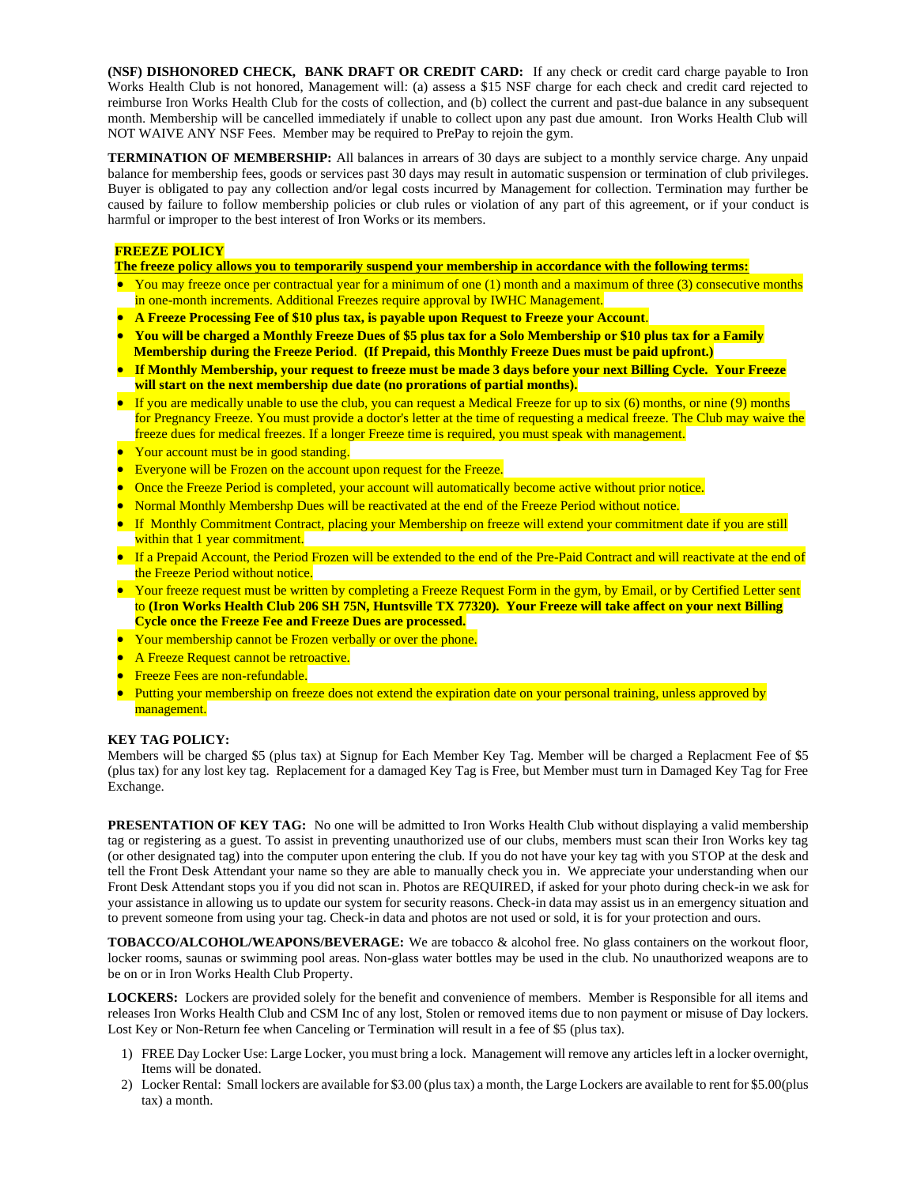**(NSF) DISHONORED CHECK, BANK DRAFT OR CREDIT CARD:** If any check or credit card charge payable to Iron Works Health Club is not honored, Management will: (a) assess a $15 NSF charge for each check and credit card rejected to reimburse Iron Works Health Club for the costs of collection, and (b) collect the current and past-due balance in any subsequent month. Membership will be cancelled immediately if unable to collect upon any past due amount. Iron Works Health Club will NOT WAIVE ANY NSF Fees. Member may be required to PrePay to rejoin the gym.

**TERMINATION OF MEMBERSHIP:** All balances in arrears of 30 days are subject to a monthly service charge. Any unpaid balance for membership fees, goods or services past 30 days may result in automatic suspension or termination of club privileges. Buyer is obligated to pay any collection and/or legal costs incurred by Management for collection. Termination may further be caused by failure to follow membership policies or club rules or violation of any part of this agreement, or if your conduct is harmful or improper to the best interest of Iron Works or its members.

**FREEZE POLICY**

**The freeze policy allows you to temporarily suspend your membership in accordance with the following terms:**

- You may freeze once per contractual year for a minimum of one (1) month and a maximum of three (3) consecutive months in one-month increments. Additional Freezes require approval by IWHC Management.
- **A Freeze Processing Fee of $10 plus tax, is payable upon Request to Freeze your Account**.
- **You will be charged a Monthly Freeze Dues of $5 plus tax for a Solo Membership or $10 plus tax for a Family Membership during the Freeze Period**. **(If Prepaid, this Monthly Freeze Dues must be paid upfront.)**
- **If Monthly Membership, your request to freeze must be made 3 days before your next Billing Cycle. Your Freeze will start on the next membership due date (no prorations of partial months).**
- If you are medically unable to use the club, you can request a Medical Freeze for up to six (6) months, or nine (9) months for Pregnancy Freeze. You must provide a doctor's letter at the time of requesting a medical freeze. The Club may waive the freeze dues for medical freezes. If a longer Freeze time is required, you must speak with management.
- Your account must be in good standing.
- Everyone will be Frozen on the account upon request for the Freeze.
- Once the Freeze Period is completed, your account will automatically become active without prior notice.
- Normal Monthly Membershp Dues will be reactivated at the end of the Freeze Period without notice.
- If Monthly Commitment Contract, placing your Membership on freeze will extend your commitment date if you are still within that 1 year commitment.
- If a Prepaid Account, the Period Frozen will be extended to the end of the Pre-Paid Contract and will reactivate at the end of the Freeze Period without notice.
- Your freeze request must be written by completing a Freeze Request Form in the gym, by Email, or by Certified Letter sent to **(Iron Works Health Club 206 SH 75N, Huntsville TX 77320). Your Freeze will take affect on your next Billing Cycle once the Freeze Fee and Freeze Dues are processed.**
- Your membership cannot be Frozen verbally or over the phone.
- A Freeze Request cannot be retroactive.
- Freeze Fees are non-refundable.
- Putting your membership on freeze does not extend the expiration date on your personal training, unless approved by management.

**KEY TAG POLICY:**
Members will be charged $5 (plus tax) at Signup for Each Member Key Tag. Member will be charged a Replacment Fee of $5 (plus tax) for any lost key tag. Replacement for a damaged Key Tag is Free, but Member must turn in Damaged Key Tag for Free Exchange.

**PRESENTATION OF KEY TAG:** No one will be admitted to Iron Works Health Club without displaying a valid membership tag or registering as a guest. To assist in preventing unauthorized use of our clubs, members must scan their Iron Works key tag (or other designated tag) into the computer upon entering the club. If you do not have your key tag with you STOP at the desk and tell the Front Desk Attendant your name so they are able to manually check you in. We appreciate your understanding when our Front Desk Attendant stops you if you did not scan in. Photos are REQUIRED, if asked for your photo during check-in we ask for your assistance in allowing us to update our system for security reasons. Check-in data may assist us in an emergency situation and to prevent someone from using your tag. Check-in data and photos are not used or sold, it is for your protection and ours.

**TOBACCO/ALCOHOL/WEAPONS/BEVERAGE:** We are tobacco & alcohol free. No glass containers on the workout floor, locker rooms, saunas or swimming pool areas. Non-glass water bottles may be used in the club. No unauthorized weapons are to be on or in Iron Works Health Club Property.

**LOCKERS:** Lockers are provided solely for the benefit and convenience of members. Member is Responsible for all items and releases Iron Works Health Club and CSM Inc of any lost, Stolen or removed items due to non payment or misuse of Day lockers. Lost Key or Non-Return fee when Canceling or Termination will result in a fee of $5 (plus tax).

1) FREE Day Locker Use: Large Locker, you must bring a lock. Management will remove any articles left in a locker overnight, Items will be donated.
2) Locker Rental: Small lockers are available for $3.00 (plus tax) a month, the Large Lockers are available to rent for $5.00(plus tax) a month.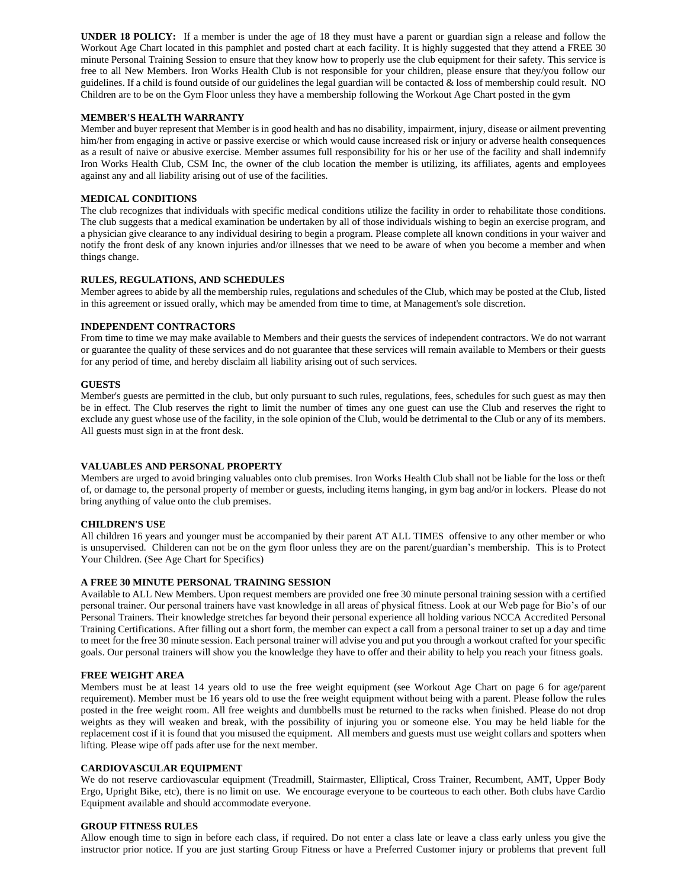**UNDER 18 POLICY:** If a member is under the age of 18 they must have a parent or guardian sign a release and follow the Workout Age Chart located in this pamphlet and posted chart at each facility. It is highly suggested that they attend a FREE 30 minute Personal Training Session to ensure that they know how to properly use the club equipment for their safety. This service is free to all New Members. Iron Works Health Club is not responsible for your children, please ensure that they/you follow our guidelines. If a child is found outside of our guidelines the legal guardian will be contacted & loss of membership could result. NO Children are to be on the Gym Floor unless they have a membership following the Workout Age Chart posted in the gym

**MEMBER'S HEALTH WARRANTY**

Member and buyer represent that Member is in good health and has no disability, impairment, injury, disease or ailment preventing him/her from engaging in active or passive exercise or which would cause increased risk or injury or adverse health consequences as a result of naive or abusive exercise. Member assumes full responsibility for his or her use of the facility and shall indemnify Iron Works Health Club, CSM Inc, the owner of the club location the member is utilizing, its affiliates, agents and employees against any and all liability arising out of use of the facilities.

**MEDICAL CONDITIONS**

The club recognizes that individuals with specific medical conditions utilize the facility in order to rehabilitate those conditions. The club suggests that a medical examination be undertaken by all of those individuals wishing to begin an exercise program, and a physician give clearance to any individual desiring to begin a program. Please complete all known conditions in your waiver and notify the front desk of any known injuries and/or illnesses that we need to be aware of when you become a member and when things change.

**RULES, REGULATIONS, AND SCHEDULES**

Member agrees to abide by all the membership rules, regulations and schedules of the Club, which may be posted at the Club, listed in this agreement or issued orally, which may be amended from time to time, at Management's sole discretion.

**INDEPENDENT CONTRACTORS**

From time to time we may make available to Members and their guests the services of independent contractors. We do not warrant or guarantee the quality of these services and do not guarantee that these services will remain available to Members or their guests for any period of time, and hereby disclaim all liability arising out of such services.

**GUESTS**

Member's guests are permitted in the club, but only pursuant to such rules, regulations, fees, schedules for such guest as may then be in effect. The Club reserves the right to limit the number of times any one guest can use the Club and reserves the right to exclude any guest whose use of the facility, in the sole opinion of the Club, would be detrimental to the Club or any of its members. All guests must sign in at the front desk.

**VALUABLES AND PERSONAL PROPERTY**

Members are urged to avoid bringing valuables onto club premises. Iron Works Health Club shall not be liable for the loss or theft of, or damage to, the personal property of member or guests, including items hanging, in gym bag and/or in lockers. Please do not bring anything of value onto the club premises.

**CHILDREN'S USE**

All children 16 years and younger must be accompanied by their parent AT ALL TIMES offensive to any other member or who is unsupervised. Childeren can not be on the gym floor unless they are on the parent/guardian's membership. This is to Protect Your Children. (See Age Chart for Specifics)

**A FREE 30 MINUTE PERSONAL TRAINING SESSION**

Available to ALL New Members. Upon request members are provided one free 30 minute personal training session with a certified personal trainer. Our personal trainers have vast knowledge in all areas of physical fitness. Look at our Web page for Bio's of our Personal Trainers. Their knowledge stretches far beyond their personal experience all holding various NCCA Accredited Personal Training Certifications. After filling out a short form, the member can expect a call from a personal trainer to set up a day and time to meet for the free 30 minute session. Each personal trainer will advise you and put you through a workout crafted for your specific goals. Our personal trainers will show you the knowledge they have to offer and their ability to help you reach your fitness goals.

**FREE WEIGHT AREA**

Members must be at least 14 years old to use the free weight equipment (see Workout Age Chart on page 6 for age/parent requirement). Member must be 16 years old to use the free weight equipment without being with a parent. Please follow the rules posted in the free weight room. All free weights and dumbbells must be returned to the racks when finished. Please do not drop weights as they will weaken and break, with the possibility of injuring you or someone else. You may be held liable for the replacement cost if it is found that you misused the equipment. All members and guests must use weight collars and spotters when lifting. Please wipe off pads after use for the next member.

**CARDIOVASCULAR EQUIPMENT**

We do not reserve cardiovascular equipment (Treadmill, Stairmaster, Elliptical, Cross Trainer, Recumbent, AMT, Upper Body Ergo, Upright Bike, etc), there is no limit on use. We encourage everyone to be courteous to each other. Both clubs have Cardio Equipment available and should accommodate everyone.

**GROUP FITNESS RULES**

Allow enough time to sign in before each class, if required. Do not enter a class late or leave a class early unless you give the instructor prior notice. If you are just starting Group Fitness or have a Preferred Customer injury or problems that prevent full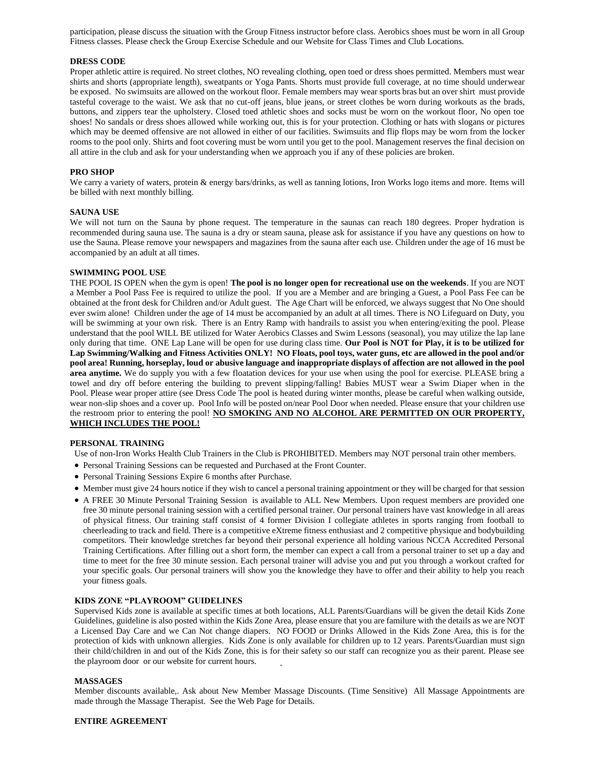participation, please discuss the situation with the Group Fitness instructor before class. Aerobics shoes must be worn in all Group Fitness classes. Please check the Group Exercise Schedule and our Website for Class Times and Club Locations.

**DRESS CODE**

Proper athletic attire is required. No street clothes, NO revealing clothing, open toed or dress shoes permitted. Members must wear shirts and shorts (appropriate length), sweatpants or Yoga Pants. Shorts must provide full coverage, at no time should underwear be exposed. No swimsuits are allowed on the workout floor. Female members may wear sports bras but an over shirt must provide tasteful coverage to the waist. We ask that no cut-off jeans, blue jeans, or street clothes be worn during workouts as the brads, buttons, and zippers tear the upholstery. Closed toed athletic shoes and socks must be worn on the workout floor, No open toe shoes! No sandals or dress shoes allowed while working out, this is for your protection. Clothing or hats with slogans or pictures which may be deemed offensive are not allowed in either of our facilities. Swimsuits and flip flops may be worn from the locker rooms to the pool only. Shirts and foot covering must be worn until you get to the pool. Management reserves the final decision on all attire in the club and ask for your understanding when we approach you if any of these policies are broken.

**PRO SHOP**

We carry a variety of waters, protein & energy bars/drinks, as well as tanning lotions, Iron Works logo items and more. Items will be billed with next monthly billing.

**SAUNA USE**

We will not turn on the Sauna by phone request. The temperature in the saunas can reach 180 degrees. Proper hydration is recommended during sauna use. The sauna is a dry or steam sauna, please ask for assistance if you have any questions on how to use the Sauna. Please remove your newspapers and magazines from the sauna after each use. Children under the age of 16 must be accompanied by an adult at all times.

**SWIMMING POOL USE**

THE POOL IS OPEN when the gym is open! **The pool is no longer open for recreational use on the weekends**. If you are NOT a Member a Pool Pass Fee is required to utilize the pool. If you are a Member and are bringing a Guest, a Pool Pass Fee can be obtained at the front desk for Children and/or Adult guest. The Age Chart will be enforced, we always suggest that No One should ever swim alone! Children under the age of 14 must be accompanied by an adult at all times. There is NO Lifeguard on Duty, you will be swimming at your own risk. There is an Entry Ramp with handrails to assist you when entering/exiting the pool. Please understand that the pool WILL BE utilized for Water Aerobics Classes and Swim Lessons (seasonal), you may utilize the lap lane only during that time. ONE Lap Lane will be open for use during class time. **Our Pool is NOT for Play, it is to be utilized for Lap Swimming/Walking and Fitness Activities ONLY! NO Floats, pool toys, water guns, etc are allowed in the pool and/or pool area! Running, horseplay, loud or abusive language and inappropriate displays of affection are not allowed in the pool area anytime.** We do supply you with a few floatation devices for your use when using the pool for exercise. PLEASE bring a towel and dry off before entering the building to prevent slipping/falling! Babies MUST wear a Swim Diaper when in the Pool. Please wear proper attire (see Dress Code The pool is heated during winter months, please be careful when walking outside, wear non-slip shoes and a cover up. Pool Info will be posted on/near Pool Door when needed. Please ensure that your children use the restroom prior to entering the pool! **<u>NO SMOKING AND NO ALCOHOL ARE PERMITTED ON OUR PROPERTY, WHICH INCLUDES THE POOL!</u>**

**PERSONAL TRAINING**

Use of non-Iron Works Health Club Trainers in the Club is PROHIBITED. Members may NOT personal train other members.

- Personal Training Sessions can be requested and Purchased at the Front Counter.
- Personal Training Sessions Expire 6 months after Purchase.
- Member must give 24 hours notice if they wish to cancel a personal training appointment or they will be charged for that session
- A FREE 30 Minute Personal Training Session is available to ALL New Members. Upon request members are provided one free 30 minute personal training session with a certified personal trainer. Our personal trainers have vast knowledge in all areas of physical fitness. Our training staff consist of 4 former Division I collegiate athletes in sports ranging from football to cheerleading to track and field. There is a competitive eXtreme fitness enthusiast and 2 competitive physique and bodybuilding competitors. Their knowledge stretches far beyond their personal experience all holding various NCCA Accredited Personal Training Certifications. After filling out a short form, the member can expect a call from a personal trainer to set up a day and time to meet for the free 30 minute session. Each personal trainer will advise you and put you through a workout crafted for your specific goals. Our personal trainers will show you the knowledge they have to offer and their ability to help you reach your fitness goals.

**KIDS ZONE "PLAYROOM" GUIDELINES**

Supervised Kids zone is available at specific times at both locations, ALL Parents/Guardians will be given the detail Kids Zone Guidelines, guideline is also posted within the Kids Zone Area, please ensure that you are familure with the details as we are NOT a Licensed Day Care and we Can Not change diapers. NO FOOD or Drinks Allowed in the Kids Zone Area, this is for the protection of kids with unknown allergies. Kids Zone is only available for children up to 12 years. Parents/Guardian must sign their child/children in and out of the Kids Zone, this is for their safety so our staff can recognize you as their parent. Please see the playroom door or our website for current hours.

**MASSAGES**

Member discounts available,. Ask about New Member Massage Discounts. (Time Sensitive) All Massage Appointments are made through the Massage Therapist. See the Web Page for Details.

**ENTIRE AGREEMENT**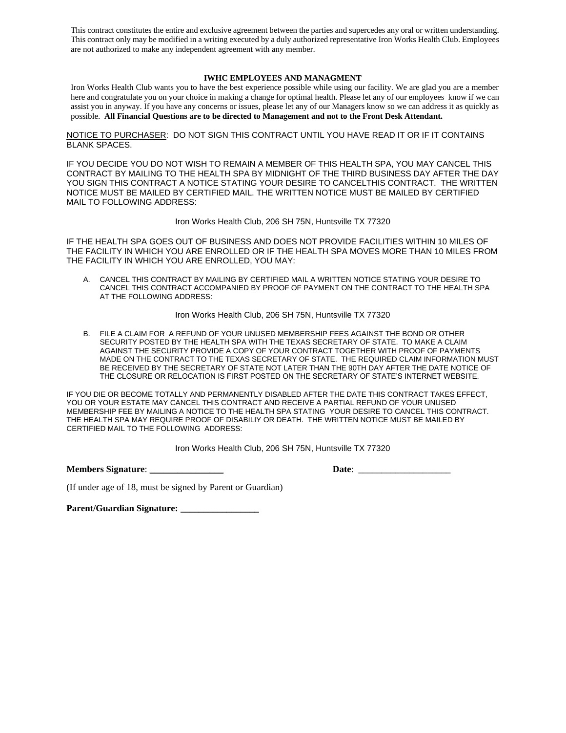This contract constitutes the entire and exclusive agreement between the parties and supercedes any oral or written understanding. This contract only may be modified in a writing executed by a duly authorized representative Iron Works Health Club. Employees are not authorized to make any independent agreement with any member.

**IWHC EMPLOYEES AND MANAGMENT**

Iron Works Health Club wants you to have the best experience possible while using our facility. We are glad you are a member here and congratulate you on your choice in making a change for optimal health. Please let any of our employees know if we can assist you in anyway. If you have any concerns or issues, please let any of our Managers know so we can address it as quickly as possible. **All Financial Questions are to be directed to Management and not to the Front Desk Attendant.**

NOTICE TO PURCHASER: DO NOT SIGN THIS CONTRACT UNTIL YOU HAVE READ IT OR IF IT CONTAINS BLANK SPACES.

IF YOU DECIDE YOU DO NOT WISH TO REMAIN A MEMBER OF THIS HEALTH SPA, YOU MAY CANCEL THIS CONTRACT BY MAILING TO THE HEALTH SPA BY MIDNIGHT OF THE THIRD BUSINESS DAY AFTER THE DAY YOU SIGN THIS CONTRACT A NOTICE STATING YOUR DESIRE TO CANCELTHIS CONTRACT. THE WRITTEN NOTICE MUST BE MAILED BY CERTIFIED MAIL. THE WRITTEN NOTICE MUST BE MAILED BY CERTIFIED MAIL TO FOLLOWING ADDRESS:

Iron Works Health Club, 206 SH 75N, Huntsville TX 77320

IF THE HEALTH SPA GOES OUT OF BUSINESS AND DOES NOT PROVIDE FACILITIES WITHIN 10 MILES OF THE FACILITY IN WHICH YOU ARE ENROLLED OR IF THE HEALTH SPA MOVES MORE THAN 10 MILES FROM THE FACILITY IN WHICH YOU ARE ENROLLED, YOU MAY:

A. CANCEL THIS CONTRACT BY MAILING BY CERTIFIED MAIL A WRITTEN NOTICE STATING YOUR DESIRE TO CANCEL THIS CONTRACT ACCOMPANIED BY PROOF OF PAYMENT ON THE CONTRACT TO THE HEALTH SPA AT THE FOLLOWING ADDRESS:

   Iron Works Health Club, 206 SH 75N, Huntsville TX 77320

B. FILE A CLAIM FOR A REFUND OF YOUR UNUSED MEMBERSHIP FEES AGAINST THE BOND OR OTHER SECURITY POSTED BY THE HEALTH SPA WITH THE TEXAS SECRETARY OF STATE. TO MAKE A CLAIM AGAINST THE SECURITY PROVIDE A COPY OF YOUR CONTRACT TOGETHER WITH PROOF OF PAYMENTS MADE ON THE CONTRACT TO THE TEXAS SECRETARY OF STATE. THE REQUIRED CLAIM INFORMATION MUST BE RECEIVED BY THE SECRETARY OF STATE NOT LATER THAN THE 90TH DAY AFTER THE DATE NOTICE OF THE CLOSURE OR RELOCATION IS FIRST POSTED ON THE SECRETARY OF STATE'S INTERNET WEBSITE.

IF YOU DIE OR BECOME TOTALLY AND PERMANENTLY DISABLED AFTER THE DATE THIS CONTRACT TAKES EFFECT, YOU OR YOUR ESTATE MAY CANCEL THIS CONTRACT AND RECEIVE A PARTIAL REFUND OF YOUR UNUSED MEMBERSHIP FEE BY MAILING A NOTICE TO THE HEALTH SPA STATING YOUR DESIRE TO CANCEL THIS CONTRACT. THE HEALTH SPA MAY REQUIRE PROOF OF DISABILIY OR DEATH. THE WRITTEN NOTICE MUST BE MAILED BY CERTIFIED MAIL TO THE FOLLOWING ADDRESS:

Iron Works Health Club, 206 SH 75N, Huntsville TX 77320

**Members Signature**: ________________ **Date**: ____________________

(If under age of 18, must be signed by Parent or Guardian)

**Parent/Guardian Signature:** ________________